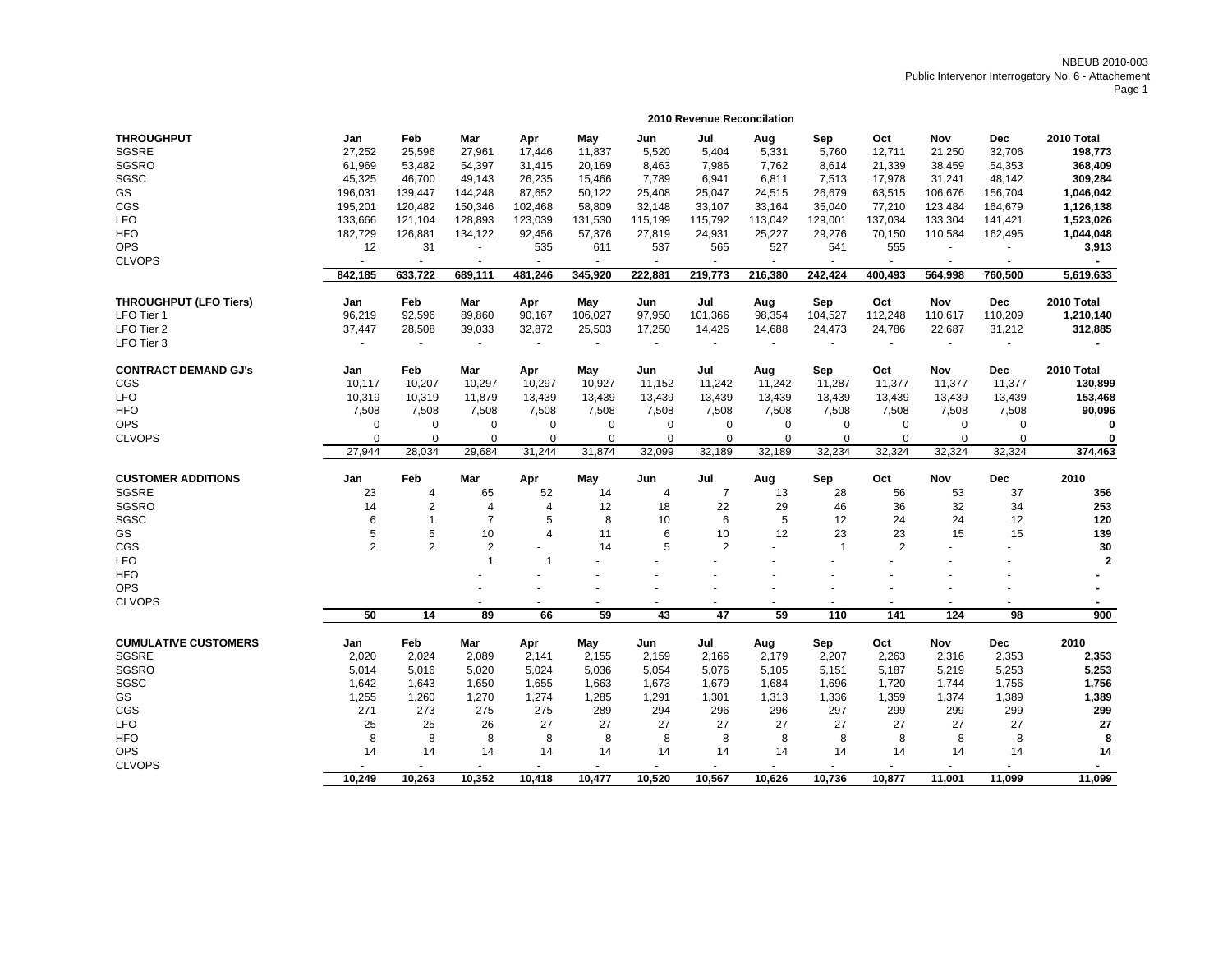## 2010 Revenue Reconcilation

| THROUGHPUT | Jan | Feb | Mar | Apr | May | Jun | Jul | Aug | Sep | Oct | Nov | Dec | 2010 Total |
|---|---|---|---|---|---|---|---|---|---|---|---|---|---|
| SGSRE | 27,252 | 25,596 | 27,961 | 17,446 | 11,837 | 5,520 | 5,404 | 5,331 | 5,760 | 12,711 | 21,250 | 32,706 | **198,773** |
| SGSRO | 61,969 | 53,482 | 54,397 | 31,415 | 20,169 | 8,463 | 7,986 | 7,762 | 8,614 | 21,339 | 38,459 | 54,353 | **368,409** |
| SGSC | 45,325 | 46,700 | 49,143 | 26,235 | 15,466 | 7,789 | 6,941 | 6,811 | 7,513 | 17,978 | 31,241 | 48,142 | **309,284** |
| GS | 196,031 | 139,447 | 144,248 | 87,652 | 50,122 | 25,408 | 25,047 | 24,515 | 26,679 | 63,515 | 106,676 | 156,704 | **1,046,042** |
| CGS | 195,201 | 120,482 | 150,346 | 102,468 | 58,809 | 32,148 | 33,107 | 33,164 | 35,040 | 77,210 | 123,484 | 164,679 | **1,126,138** |
| LFO | 133,666 | 121,104 | 128,893 | 123,039 | 131,530 | 115,199 | 115,792 | 113,042 | 129,001 | 137,034 | 133,304 | 141,421 | **1,523,026** |
| HFO | 182,729 | 126,881 | 134,122 | 92,456 | 57,376 | 27,819 | 24,931 | 25,227 | 29,276 | 70,150 | 110,584 | 162,495 | **1,044,048** |
| OPS | 12 | 31 | - | 535 | 611 | 537 | 565 | 527 | 541 | 555 | - | - | **3,913** |
| CLVOPS | - | - | - | - | - | - | - | - | - | - | - | - | **-** |
| | **842,185** | **633,722** | **689,111** | **481,246** | **345,920** | **222,881** | **219,773** | **216,380** | **242,424** | **400,493** | **564,998** | **760,500** | **5,619,633** |

| THROUGHPUT (LFO Tiers) | Jan | Feb | Mar | Apr | May | Jun | Jul | Aug | Sep | Oct | Nov | Dec | 2010 Total |
|---|---|---|---|---|---|---|---|---|---|---|---|---|---|
| LFO Tier 1 | 96,219 | 92,596 | 89,860 | 90,167 | 106,027 | 97,950 | 101,366 | 98,354 | 104,527 | 112,248 | 110,617 | 110,209 | **1,210,140** |
| LFO Tier 2 | 37,447 | 28,508 | 39,033 | 32,872 | 25,503 | 17,250 | 14,426 | 14,688 | 24,473 | 24,786 | 22,687 | 31,212 | **312,885** |
| LFO Tier 3 | - | - | - | - | - | - | - | - | - | - | - | - | **-** |

| CONTRACT DEMAND GJ's | Jan | Feb | Mar | Apr | May | Jun | Jul | Aug | Sep | Oct | Nov | Dec | 2010 Total |
|---|---|---|---|---|---|---|---|---|---|---|---|---|---|
| CGS | 10,117 | 10,207 | 10,297 | 10,297 | 10,927 | 11,152 | 11,242 | 11,242 | 11,287 | 11,377 | 11,377 | 11,377 | **130,899** |
| LFO | 10,319 | 10,319 | 11,879 | 13,439 | 13,439 | 13,439 | 13,439 | 13,439 | 13,439 | 13,439 | 13,439 | 13,439 | **153,468** |
| HFO | 7,508 | 7,508 | 7,508 | 7,508 | 7,508 | 7,508 | 7,508 | 7,508 | 7,508 | 7,508 | 7,508 | 7,508 | **90,096** |
| OPS | 0 | 0 | 0 | 0 | 0 | 0 | 0 | 0 | 0 | 0 | 0 | 0 | **0** |
| CLVOPS | 0 | 0 | 0 | 0 | 0 | 0 | 0 | 0 | 0 | 0 | 0 | 0 | **0** |
| | 27,944 | 28,034 | 29,684 | 31,244 | 31,874 | 32,099 | 32,189 | 32,189 | 32,234 | 32,324 | 32,324 | 32,324 | **374,463** |

| CUSTOMER ADDITIONS | Jan | Feb | Mar | Apr | May | Jun | Jul | Aug | Sep | Oct | Nov | Dec | 2010 |
|---|---|---|---|---|---|---|---|---|---|---|---|---|---|
| SGSRE | 23 | 4 | 65 | 52 | 14 | 4 | 7 | 13 | 28 | 56 | 53 | 37 | **356** |
| SGSRO | 14 | 2 | 4 | 4 | 12 | 18 | 22 | 29 | 46 | 36 | 32 | 34 | **253** |
| SGSC | 6 | 1 | 7 | 5 | 8 | 10 | 6 | 5 | 12 | 24 | 24 | 12 | **120** |
| GS | 5 | 5 | 10 | 4 | 11 | 6 | 10 | 12 | 23 | 23 | 15 | 15 | **139** |
| CGS | 2 | 2 | 2 | - | 14 | 5 | 2 | - | 1 | 2 | - | - | **30** |
| LFO | | | 1 | 1 | - | - | - | - | - | - | - | - | **2** |
| HFO | | | - | - | - | - | - | - | - | - | - | - | **-** |
| OPS | | | - | - | - | - | - | - | - | - | - | - | **-** |
| CLVOPS | | | - | - | - | - | - | - | - | - | - | - | **-** |
| | **50** | **14** | **89** | **66** | **59** | **43** | **47** | **59** | **110** | **141** | **124** | **98** | **900** |

| CUMULATIVE CUSTOMERS | Jan | Feb | Mar | Apr | May | Jun | Jul | Aug | Sep | Oct | Nov | Dec | 2010 |
|---|---|---|---|---|---|---|---|---|---|---|---|---|---|
| SGSRE | 2,020 | 2,024 | 2,089 | 2,141 | 2,155 | 2,159 | 2,166 | 2,179 | 2,207 | 2,263 | 2,316 | 2,353 | **2,353** |
| SGSRO | 5,014 | 5,016 | 5,020 | 5,024 | 5,036 | 5,054 | 5,076 | 5,105 | 5,151 | 5,187 | 5,219 | 5,253 | **5,253** |
| SGSC | 1,642 | 1,643 | 1,650 | 1,655 | 1,663 | 1,673 | 1,679 | 1,684 | 1,696 | 1,720 | 1,744 | 1,756 | **1,756** |
| GS | 1,255 | 1,260 | 1,270 | 1,274 | 1,285 | 1,291 | 1,301 | 1,313 | 1,336 | 1,359 | 1,374 | 1,389 | **1,389** |
| CGS | 271 | 273 | 275 | 275 | 289 | 294 | 296 | 296 | 297 | 299 | 299 | 299 | **299** |
| LFO | 25 | 25 | 26 | 27 | 27 | 27 | 27 | 27 | 27 | 27 | 27 | 27 | **27** |
| HFO | 8 | 8 | 8 | 8 | 8 | 8 | 8 | 8 | 8 | 8 | 8 | 8 | **8** |
| OPS | 14 | 14 | 14 | 14 | 14 | 14 | 14 | 14 | 14 | 14 | 14 | 14 | **14** |
| CLVOPS | - | - | - | - | - | - | - | - | - | - | - | - | **-** |
| | **10,249** | **10,263** | **10,352** | **10,418** | **10,477** | **10,520** | **10,567** | **10,626** | **10,736** | **10,877** | **11,001** | **11,099** | **11,099** |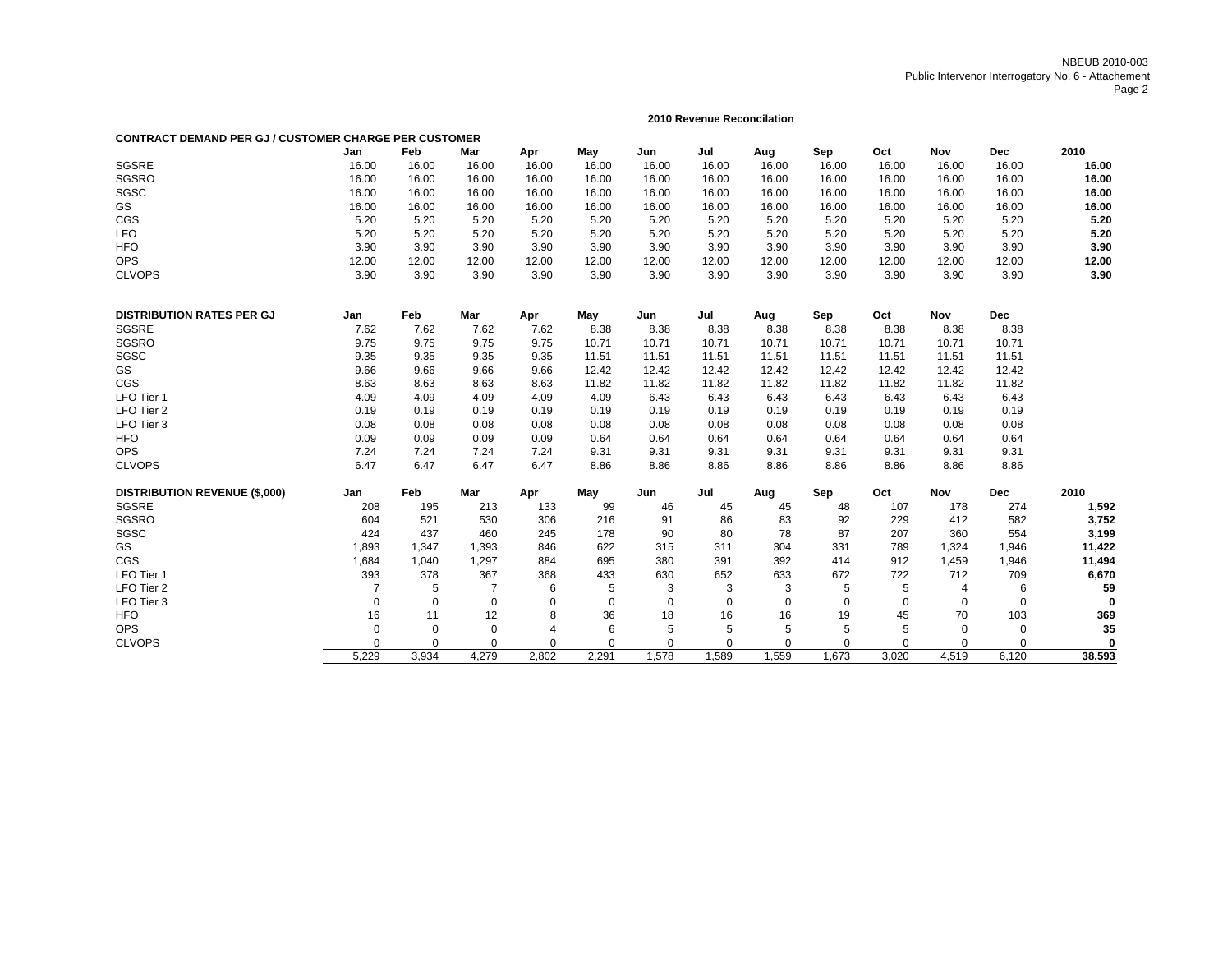NBEUB 2010-003
Public Intervenor Interrogatory No. 6 - Attachement

**2010 Revenue Reconcilation**

**CONTRACT DEMAND PER GJ / CUSTOMER CHARGE PER CUSTOMER**

| | Jan | Feb | Mar | Apr | May | Jun | Jul | Aug | Sep | Oct | Nov | Dec | 2010 |
|---|---|---|---|---|---|---|---|---|---|---|---|---|---|
| SGSRE | 16.00 | 16.00 | 16.00 | 16.00 | 16.00 | 16.00 | 16.00 | 16.00 | 16.00 | 16.00 | 16.00 | 16.00 | **16.00** |
| SGSRO | 16.00 | 16.00 | 16.00 | 16.00 | 16.00 | 16.00 | 16.00 | 16.00 | 16.00 | 16.00 | 16.00 | 16.00 | **16.00** |
| SGSC | 16.00 | 16.00 | 16.00 | 16.00 | 16.00 | 16.00 | 16.00 | 16.00 | 16.00 | 16.00 | 16.00 | 16.00 | **16.00** |
| GS | 16.00 | 16.00 | 16.00 | 16.00 | 16.00 | 16.00 | 16.00 | 16.00 | 16.00 | 16.00 | 16.00 | 16.00 | **16.00** |
| CGS | 5.20 | 5.20 | 5.20 | 5.20 | 5.20 | 5.20 | 5.20 | 5.20 | 5.20 | 5.20 | 5.20 | 5.20 | **5.20** |
| LFO | 5.20 | 5.20 | 5.20 | 5.20 | 5.20 | 5.20 | 5.20 | 5.20 | 5.20 | 5.20 | 5.20 | 5.20 | **5.20** |
| HFO | 3.90 | 3.90 | 3.90 | 3.90 | 3.90 | 3.90 | 3.90 | 3.90 | 3.90 | 3.90 | 3.90 | 3.90 | **3.90** |
| OPS | 12.00 | 12.00 | 12.00 | 12.00 | 12.00 | 12.00 | 12.00 | 12.00 | 12.00 | 12.00 | 12.00 | 12.00 | **12.00** |
| CLVOPS | 3.90 | 3.90 | 3.90 | 3.90 | 3.90 | 3.90 | 3.90 | 3.90 | 3.90 | 3.90 | 3.90 | 3.90 | **3.90** |

| **DISTRIBUTION RATES PER GJ** | Jan | Feb | Mar | Apr | May | Jun | Jul | Aug | Sep | Oct | Nov | Dec |
|---|---|---|---|---|---|---|---|---|---|---|---|---|
| SGSRE | 7.62 | 7.62 | 7.62 | 7.62 | 8.38 | 8.38 | 8.38 | 8.38 | 8.38 | 8.38 | 8.38 | 8.38 |
| SGSRO | 9.75 | 9.75 | 9.75 | 9.75 | 10.71 | 10.71 | 10.71 | 10.71 | 10.71 | 10.71 | 10.71 | 10.71 |
| SGSC | 9.35 | 9.35 | 9.35 | 9.35 | 11.51 | 11.51 | 11.51 | 11.51 | 11.51 | 11.51 | 11.51 | 11.51 |
| GS | 9.66 | 9.66 | 9.66 | 9.66 | 12.42 | 12.42 | 12.42 | 12.42 | 12.42 | 12.42 | 12.42 | 12.42 |
| CGS | 8.63 | 8.63 | 8.63 | 8.63 | 11.82 | 11.82 | 11.82 | 11.82 | 11.82 | 11.82 | 11.82 | 11.82 |
| LFO Tier 1 | 4.09 | 4.09 | 4.09 | 4.09 | 4.09 | 6.43 | 6.43 | 6.43 | 6.43 | 6.43 | 6.43 | 6.43 |
| LFO Tier 2 | 0.19 | 0.19 | 0.19 | 0.19 | 0.19 | 0.19 | 0.19 | 0.19 | 0.19 | 0.19 | 0.19 | 0.19 |
| LFO Tier 3 | 0.08 | 0.08 | 0.08 | 0.08 | 0.08 | 0.08 | 0.08 | 0.08 | 0.08 | 0.08 | 0.08 | 0.08 |
| HFO | 0.09 | 0.09 | 0.09 | 0.09 | 0.64 | 0.64 | 0.64 | 0.64 | 0.64 | 0.64 | 0.64 | 0.64 |
| OPS | 7.24 | 7.24 | 7.24 | 7.24 | 9.31 | 9.31 | 9.31 | 9.31 | 9.31 | 9.31 | 9.31 | 9.31 |
| CLVOPS | 6.47 | 6.47 | 6.47 | 6.47 | 8.86 | 8.86 | 8.86 | 8.86 | 8.86 | 8.86 | 8.86 | 8.86 |

| **DISTRIBUTION REVENUE ($,000)** | Jan | Feb | Mar | Apr | May | Jun | Jul | Aug | Sep | Oct | Nov | Dec | 2010 |
|---|---|---|---|---|---|---|---|---|---|---|---|---|---|
| SGSRE | 208 | 195 | 213 | 133 | 99 | 46 | 45 | 45 | 48 | 107 | 178 | 274 | **1,592** |
| SGSRO | 604 | 521 | 530 | 306 | 216 | 91 | 86 | 83 | 92 | 229 | 412 | 582 | **3,752** |
| SGSC | 424 | 437 | 460 | 245 | 178 | 90 | 80 | 78 | 87 | 207 | 360 | 554 | **3,199** |
| GS | 1,893 | 1,347 | 1,393 | 846 | 622 | 315 | 311 | 304 | 331 | 789 | 1,324 | 1,946 | **11,422** |
| CGS | 1,684 | 1,040 | 1,297 | 884 | 695 | 380 | 391 | 392 | 414 | 912 | 1,459 | 1,946 | **11,494** |
| LFO Tier 1 | 393 | 378 | 367 | 368 | 433 | 630 | 652 | 633 | 672 | 722 | 712 | 709 | **6,670** |
| LFO Tier 2 | 7 | 5 | 7 | 6 | 5 | 3 | 3 | 3 | 5 | 5 | 4 | 6 | **59** |
| LFO Tier 3 | 0 | 0 | 0 | 0 | 0 | 0 | 0 | 0 | 0 | 0 | 0 | 0 | **0** |
| HFO | 16 | 11 | 12 | 8 | 36 | 18 | 16 | 16 | 19 | 45 | 70 | 103 | **369** |
| OPS | 0 | 0 | 0 | 4 | 6 | 5 | 5 | 5 | 5 | 5 | 0 | 0 | **35** |
| CLVOPS | 0 | 0 | 0 | 0 | 0 | 0 | 0 | 0 | 0 | 0 | 0 | 0 | **0** |
| | 5,229 | 3,934 | 4,279 | 2,802 | 2,291 | 1,578 | 1,589 | 1,559 | 1,673 | 3,020 | 4,519 | 6,120 | **38,593** |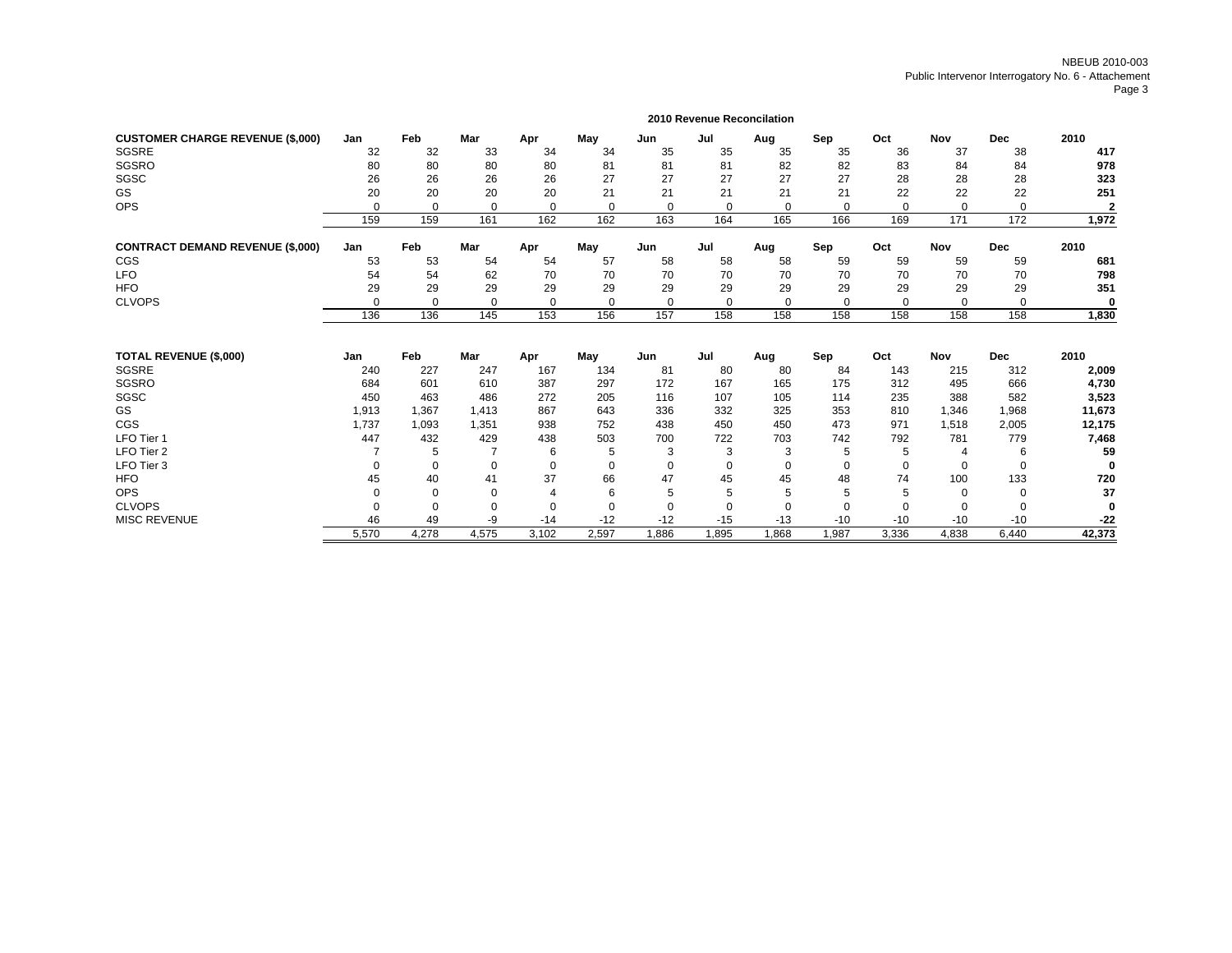NBEUB 2010-003
Public Intervenor Interrogatory No. 6 - Attachement

## 2010 Revenue Reconcilation

| CUSTOMER CHARGE REVENUE ($,000) | Jan | Feb | Mar | Apr | May | Jun | Jul | Aug | Sep | Oct | Nov | Dec | 2010 |
|---|---|---|---|---|---|---|---|---|---|---|---|---|---|
| SGSRE | 32 | 32 | 33 | 34 | 34 | 35 | 35 | 35 | 35 | 36 | 37 | 38 | **417** |
| SGSRO | 80 | 80 | 80 | 80 | 81 | 81 | 81 | 82 | 82 | 83 | 84 | 84 | **978** |
| SGSC | 26 | 26 | 26 | 26 | 27 | 27 | 27 | 27 | 27 | 28 | 28 | 28 | **323** |
| GS | 20 | 20 | 20 | 20 | 21 | 21 | 21 | 21 | 21 | 22 | 22 | 22 | **251** |
| OPS | 0 | 0 | 0 | 0 | 0 | 0 | 0 | 0 | 0 | 0 | 0 | 0 | **2** |
| | 159 | 159 | 161 | 162 | 162 | 163 | 164 | 165 | 166 | 169 | 171 | 172 | **1,972** |

| CONTRACT DEMAND REVENUE ($,000) | Jan | Feb | Mar | Apr | May | Jun | Jul | Aug | Sep | Oct | Nov | Dec | 2010 |
|---|---|---|---|---|---|---|---|---|---|---|---|---|---|
| CGS | 53 | 53 | 54 | 54 | 57 | 58 | 58 | 58 | 59 | 59 | 59 | 59 | **681** |
| LFO | 54 | 54 | 62 | 70 | 70 | 70 | 70 | 70 | 70 | 70 | 70 | 70 | **798** |
| HFO | 29 | 29 | 29 | 29 | 29 | 29 | 29 | 29 | 29 | 29 | 29 | 29 | **351** |
| CLVOPS | 0 | 0 | 0 | 0 | 0 | 0 | 0 | 0 | 0 | 0 | 0 | 0 | **0** |
| | 136 | 136 | 145 | 153 | 156 | 157 | 158 | 158 | 158 | 158 | 158 | 158 | **1,830** |

| TOTAL REVENUE ($,000) | Jan | Feb | Mar | Apr | May | Jun | Jul | Aug | Sep | Oct | Nov | Dec | 2010 |
|---|---|---|---|---|---|---|---|---|---|---|---|---|---|
| SGSRE | 240 | 227 | 247 | 167 | 134 | 81 | 80 | 80 | 84 | 143 | 215 | 312 | **2,009** |
| SGSRO | 684 | 601 | 610 | 387 | 297 | 172 | 167 | 165 | 175 | 312 | 495 | 666 | **4,730** |
| SGSC | 450 | 463 | 486 | 272 | 205 | 116 | 107 | 105 | 114 | 235 | 388 | 582 | **3,523** |
| GS | 1,913 | 1,367 | 1,413 | 867 | 643 | 336 | 332 | 325 | 353 | 810 | 1,346 | 1,968 | **11,673** |
| CGS | 1,737 | 1,093 | 1,351 | 938 | 752 | 438 | 450 | 450 | 473 | 971 | 1,518 | 2,005 | **12,175** |
| LFO Tier 1 | 447 | 432 | 429 | 438 | 503 | 700 | 722 | 703 | 742 | 792 | 781 | 779 | **7,468** |
| LFO Tier 2 | 7 | 5 | 7 | 6 | 5 | 3 | 3 | 3 | 5 | 5 | 4 | 6 | **59** |
| LFO Tier 3 | 0 | 0 | 0 | 0 | 0 | 0 | 0 | 0 | 0 | 0 | 0 | 0 | **0** |
| HFO | 45 | 40 | 41 | 37 | 66 | 47 | 45 | 45 | 48 | 74 | 100 | 133 | **720** |
| OPS | 0 | 0 | 0 | 4 | 6 | 5 | 5 | 5 | 5 | 5 | 0 | 0 | **37** |
| CLVOPS | 0 | 0 | 0 | 0 | 0 | 0 | 0 | 0 | 0 | 0 | 0 | 0 | **0** |
| MISC REVENUE | 46 | 49 | -9 | -14 | -12 | -12 | -15 | -13 | -10 | -10 | -10 | -10 | **-22** |
| | 5,570 | 4,278 | 4,575 | 3,102 | 2,597 | 1,886 | 1,895 | 1,868 | 1,987 | 3,336 | 4,838 | 6,440 | **42,373** |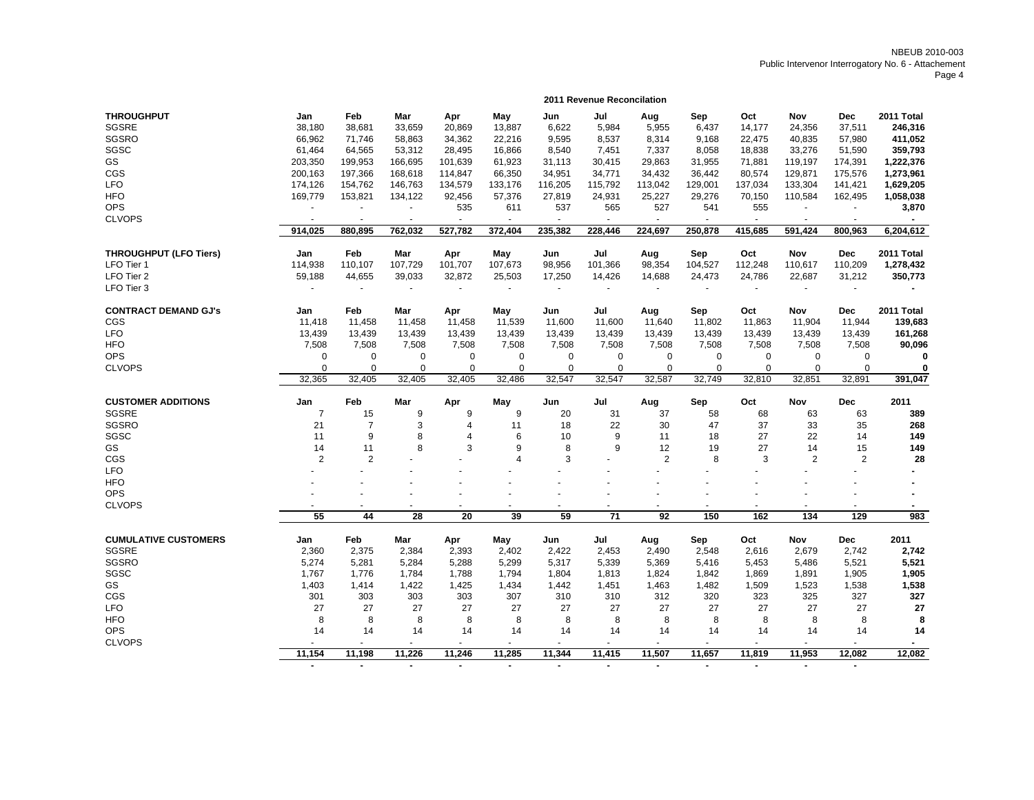NBEUB 2010-003
Public Intervenor Interrogatory No. 6 - Attachement

## 2011 Revenue Reconcilation

| THROUGHPUT | Jan | Feb | Mar | Apr | May | Jun | Jul | Aug | Sep | Oct | Nov | Dec | 2011 Total |
|---|---|---|---|---|---|---|---|---|---|---|---|---|---|
| SGSRE | 38,180 | 38,681 | 33,659 | 20,869 | 13,887 | 6,622 | 5,984 | 5,955 | 6,437 | 14,177 | 24,356 | 37,511 | **246,316** |
| SGSRO | 66,962 | 71,746 | 58,863 | 34,362 | 22,216 | 9,595 | 8,537 | 8,314 | 9,168 | 22,475 | 40,835 | 57,980 | **411,052** |
| SGSC | 61,464 | 64,565 | 53,312 | 28,495 | 16,866 | 8,540 | 7,451 | 7,337 | 8,058 | 18,838 | 33,276 | 51,590 | **359,793** |
| GS | 203,350 | 199,953 | 166,695 | 101,639 | 61,923 | 31,113 | 30,415 | 29,863 | 31,955 | 71,881 | 119,197 | 174,391 | **1,222,376** |
| CGS | 200,163 | 197,366 | 168,618 | 114,847 | 66,350 | 34,951 | 34,771 | 34,432 | 36,442 | 80,574 | 129,871 | 175,576 | **1,273,961** |
| LFO | 174,126 | 154,762 | 146,763 | 134,579 | 133,176 | 116,205 | 115,792 | 113,042 | 129,001 | 137,034 | 133,304 | 141,421 | **1,629,205** |
| HFO | 169,779 | 153,821 | 134,122 | 92,456 | 57,376 | 27,819 | 24,931 | 25,227 | 29,276 | 70,150 | 110,584 | 162,495 | **1,058,038** |
| OPS | - | - | - | 535 | 611 | 537 | 565 | 527 | 541 | 555 | - | - | **3,870** |
| CLVOPS | - | - | - | - | - | - | - | - | - | - | - | - | **-** |
| | **914,025** | **880,895** | **762,032** | **527,782** | **372,404** | **235,382** | **228,446** | **224,697** | **250,878** | **415,685** | **591,424** | **800,963** | **6,204,612** |

| THROUGHPUT (LFO Tiers) | Jan | Feb | Mar | Apr | May | Jun | Jul | Aug | Sep | Oct | Nov | Dec | 2011 Total |
|---|---|---|---|---|---|---|---|---|---|---|---|---|---|
| LFO Tier 1 | 114,938 | 110,107 | 107,729 | 101,707 | 107,673 | 98,956 | 101,366 | 98,354 | 104,527 | 112,248 | 110,617 | 110,209 | **1,278,432** |
| LFO Tier 2 | 59,188 | 44,655 | 39,033 | 32,872 | 25,503 | 17,250 | 14,426 | 14,688 | 24,473 | 24,786 | 22,687 | 31,212 | **350,773** |
| LFO Tier 3 | - | - | - | - | - | - | - | - | - | - | - | - | **-** |

| CONTRACT DEMAND GJ's | Jan | Feb | Mar | Apr | May | Jun | Jul | Aug | Sep | Oct | Nov | Dec | 2011 Total |
|---|---|---|---|---|---|---|---|---|---|---|---|---|---|
| CGS | 11,418 | 11,458 | 11,458 | 11,458 | 11,539 | 11,600 | 11,600 | 11,640 | 11,802 | 11,863 | 11,904 | 11,944 | **139,683** |
| LFO | 13,439 | 13,439 | 13,439 | 13,439 | 13,439 | 13,439 | 13,439 | 13,439 | 13,439 | 13,439 | 13,439 | 13,439 | **161,268** |
| HFO | 7,508 | 7,508 | 7,508 | 7,508 | 7,508 | 7,508 | 7,508 | 7,508 | 7,508 | 7,508 | 7,508 | 7,508 | **90,096** |
| OPS | 0 | 0 | 0 | 0 | 0 | 0 | 0 | 0 | 0 | 0 | 0 | 0 | **0** |
| CLVOPS | 0 | 0 | 0 | 0 | 0 | 0 | 0 | 0 | 0 | 0 | 0 | 0 | **0** |
| | 32,365 | 32,405 | 32,405 | 32,405 | 32,486 | 32,547 | 32,547 | 32,587 | 32,749 | 32,810 | 32,851 | 32,891 | **391,047** |

| CUSTOMER ADDITIONS | Jan | Feb | Mar | Apr | May | Jun | Jul | Aug | Sep | Oct | Nov | Dec | 2011 |
|---|---|---|---|---|---|---|---|---|---|---|---|---|---|
| SGSRE | 7 | 15 | 9 | 9 | 9 | 20 | 31 | 37 | 58 | 68 | 63 | 63 | **389** |
| SGSRO | 21 | 7 | 3 | 4 | 11 | 18 | 22 | 30 | 47 | 37 | 33 | 35 | **268** |
| SGSC | 11 | 9 | 8 | 4 | 6 | 10 | 9 | 11 | 18 | 27 | 22 | 14 | **149** |
| GS | 14 | 11 | 8 | 3 | 9 | 8 | 9 | 12 | 19 | 27 | 14 | 15 | **149** |
| CGS | 2 | 2 | - | - | 4 | 3 | - | 2 | 8 | 3 | 2 | 2 | **28** |
| LFO | - | - | - | - | - | - | - | - | - | - | - | - | **-** |
| HFO | - | - | - | - | - | - | - | - | - | - | - | - | **-** |
| OPS | - | - | - | - | - | - | - | - | - | - | - | - | **-** |
| CLVOPS | - | - | - | - | - | - | - | - | - | - | - | - | **-** |
| | **55** | **44** | **28** | **20** | **39** | **59** | **71** | **92** | **150** | **162** | **134** | **129** | **983** |

| CUMULATIVE CUSTOMERS | Jan | Feb | Mar | Apr | May | Jun | Jul | Aug | Sep | Oct | Nov | Dec | 2011 |
|---|---|---|---|---|---|---|---|---|---|---|---|---|---|
| SGSRE | 2,360 | 2,375 | 2,384 | 2,393 | 2,402 | 2,422 | 2,453 | 2,490 | 2,548 | 2,616 | 2,679 | 2,742 | **2,742** |
| SGSRO | 5,274 | 5,281 | 5,284 | 5,288 | 5,299 | 5,317 | 5,339 | 5,369 | 5,416 | 5,453 | 5,486 | 5,521 | **5,521** |
| SGSC | 1,767 | 1,776 | 1,784 | 1,788 | 1,794 | 1,804 | 1,813 | 1,824 | 1,842 | 1,869 | 1,891 | 1,905 | **1,905** |
| GS | 1,403 | 1,414 | 1,422 | 1,425 | 1,434 | 1,442 | 1,451 | 1,463 | 1,482 | 1,509 | 1,523 | 1,538 | **1,538** |
| CGS | 301 | 303 | 303 | 303 | 307 | 310 | 310 | 312 | 320 | 323 | 325 | 327 | **327** |
| LFO | 27 | 27 | 27 | 27 | 27 | 27 | 27 | 27 | 27 | 27 | 27 | 27 | **27** |
| HFO | 8 | 8 | 8 | 8 | 8 | 8 | 8 | 8 | 8 | 8 | 8 | 8 | **8** |
| OPS | 14 | 14 | 14 | 14 | 14 | 14 | 14 | 14 | 14 | 14 | 14 | 14 | **14** |
| CLVOPS | - | - | - | - | - | - | - | - | - | - | - | - | **-** |
| | **11,154** | **11,198** | **11,226** | **11,246** | **11,285** | **11,344** | **11,415** | **11,507** | **11,657** | **11,819** | **11,953** | **12,082** | **12,082** |
| | **-** | **-** | **-** | **-** | **-** | **-** | **-** | **-** | **-** | **-** | **-** | **-** | |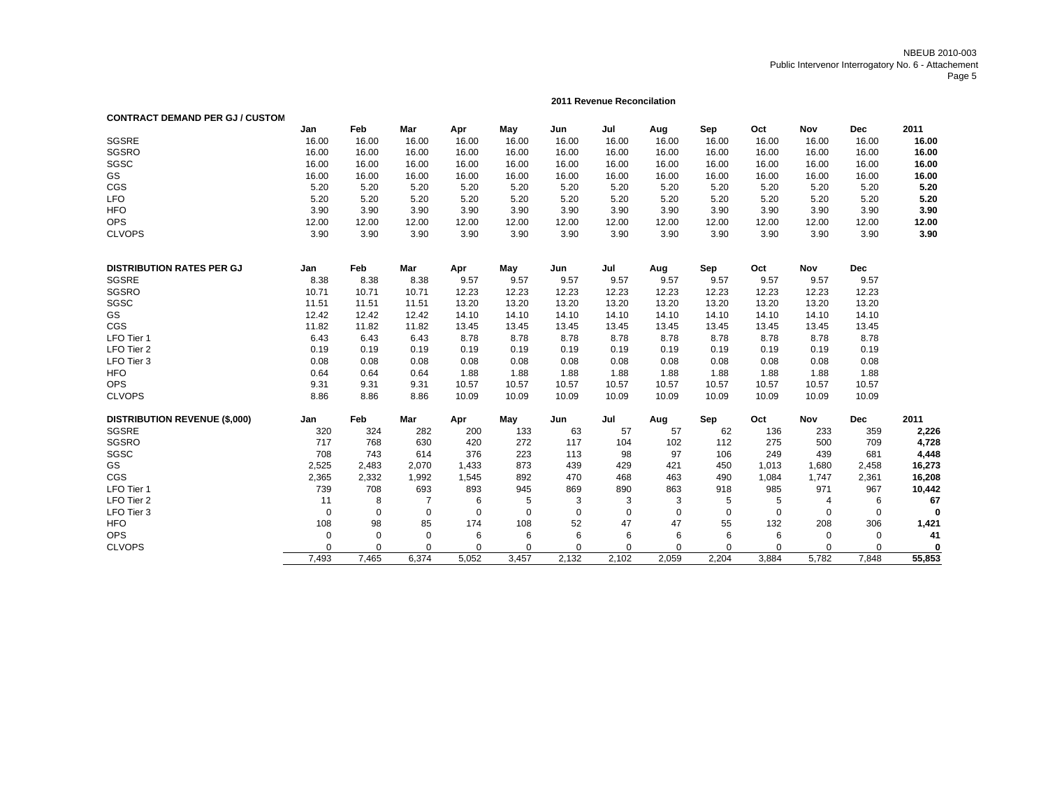NBEUB 2010-003
Public Intervenor Interrogatory No. 6 - Attachement

## 2011 Revenue Reconcilation

| CONTRACT DEMAND PER GJ / CUSTOM | Jan | Feb | Mar | Apr | May | Jun | Jul | Aug | Sep | Oct | Nov | Dec | 2011 |
|---|---|---|---|---|---|---|---|---|---|---|---|---|---|
| SGSRE | 16.00 | 16.00 | 16.00 | 16.00 | 16.00 | 16.00 | 16.00 | 16.00 | 16.00 | 16.00 | 16.00 | 16.00 | **16.00** |
| SGSRO | 16.00 | 16.00 | 16.00 | 16.00 | 16.00 | 16.00 | 16.00 | 16.00 | 16.00 | 16.00 | 16.00 | 16.00 | **16.00** |
| SGSC | 16.00 | 16.00 | 16.00 | 16.00 | 16.00 | 16.00 | 16.00 | 16.00 | 16.00 | 16.00 | 16.00 | 16.00 | **16.00** |
| GS | 16.00 | 16.00 | 16.00 | 16.00 | 16.00 | 16.00 | 16.00 | 16.00 | 16.00 | 16.00 | 16.00 | 16.00 | **16.00** |
| CGS | 5.20 | 5.20 | 5.20 | 5.20 | 5.20 | 5.20 | 5.20 | 5.20 | 5.20 | 5.20 | 5.20 | 5.20 | **5.20** |
| LFO | 5.20 | 5.20 | 5.20 | 5.20 | 5.20 | 5.20 | 5.20 | 5.20 | 5.20 | 5.20 | 5.20 | 5.20 | **5.20** |
| HFO | 3.90 | 3.90 | 3.90 | 3.90 | 3.90 | 3.90 | 3.90 | 3.90 | 3.90 | 3.90 | 3.90 | 3.90 | **3.90** |
| OPS | 12.00 | 12.00 | 12.00 | 12.00 | 12.00 | 12.00 | 12.00 | 12.00 | 12.00 | 12.00 | 12.00 | 12.00 | **12.00** |
| CLVOPS | 3.90 | 3.90 | 3.90 | 3.90 | 3.90 | 3.90 | 3.90 | 3.90 | 3.90 | 3.90 | 3.90 | 3.90 | **3.90** |

| DISTRIBUTION RATES PER GJ | Jan | Feb | Mar | Apr | May | Jun | Jul | Aug | Sep | Oct | Nov | Dec |
|---|---|---|---|---|---|---|---|---|---|---|---|---|
| SGSRE | 8.38 | 8.38 | 8.38 | 9.57 | 9.57 | 9.57 | 9.57 | 9.57 | 9.57 | 9.57 | 9.57 | 9.57 |
| SGSRO | 10.71 | 10.71 | 10.71 | 12.23 | 12.23 | 12.23 | 12.23 | 12.23 | 12.23 | 12.23 | 12.23 | 12.23 |
| SGSC | 11.51 | 11.51 | 11.51 | 13.20 | 13.20 | 13.20 | 13.20 | 13.20 | 13.20 | 13.20 | 13.20 | 13.20 |
| GS | 12.42 | 12.42 | 12.42 | 14.10 | 14.10 | 14.10 | 14.10 | 14.10 | 14.10 | 14.10 | 14.10 | 14.10 |
| CGS | 11.82 | 11.82 | 11.82 | 13.45 | 13.45 | 13.45 | 13.45 | 13.45 | 13.45 | 13.45 | 13.45 | 13.45 |
| LFO Tier 1 | 6.43 | 6.43 | 6.43 | 8.78 | 8.78 | 8.78 | 8.78 | 8.78 | 8.78 | 8.78 | 8.78 | 8.78 |
| LFO Tier 2 | 0.19 | 0.19 | 0.19 | 0.19 | 0.19 | 0.19 | 0.19 | 0.19 | 0.19 | 0.19 | 0.19 | 0.19 |
| LFO Tier 3 | 0.08 | 0.08 | 0.08 | 0.08 | 0.08 | 0.08 | 0.08 | 0.08 | 0.08 | 0.08 | 0.08 | 0.08 |
| HFO | 0.64 | 0.64 | 0.64 | 1.88 | 1.88 | 1.88 | 1.88 | 1.88 | 1.88 | 1.88 | 1.88 | 1.88 |
| OPS | 9.31 | 9.31 | 9.31 | 10.57 | 10.57 | 10.57 | 10.57 | 10.57 | 10.57 | 10.57 | 10.57 | 10.57 |
| CLVOPS | 8.86 | 8.86 | 8.86 | 10.09 | 10.09 | 10.09 | 10.09 | 10.09 | 10.09 | 10.09 | 10.09 | 10.09 |

| DISTRIBUTION REVENUE ($,000) | Jan | Feb | Mar | Apr | May | Jun | Jul | Aug | Sep | Oct | Nov | Dec | 2011 |
|---|---|---|---|---|---|---|---|---|---|---|---|---|---|
| SGSRE | 320 | 324 | 282 | 200 | 133 | 63 | 57 | 57 | 62 | 136 | 233 | 359 | **2,226** |
| SGSRO | 717 | 768 | 630 | 420 | 272 | 117 | 104 | 102 | 112 | 275 | 500 | 709 | **4,728** |
| SGSC | 708 | 743 | 614 | 376 | 223 | 113 | 98 | 97 | 106 | 249 | 439 | 681 | **4,448** |
| GS | 2,525 | 2,483 | 2,070 | 1,433 | 873 | 439 | 429 | 421 | 450 | 1,013 | 1,680 | 2,458 | **16,273** |
| CGS | 2,365 | 2,332 | 1,992 | 1,545 | 892 | 470 | 468 | 463 | 490 | 1,084 | 1,747 | 2,361 | **16,208** |
| LFO Tier 1 | 739 | 708 | 693 | 893 | 945 | 869 | 890 | 863 | 918 | 985 | 971 | 967 | **10,442** |
| LFO Tier 2 | 11 | 8 | 7 | 6 | 5 | 3 | 3 | 3 | 5 | 5 | 4 | 6 | **67** |
| LFO Tier 3 | 0 | 0 | 0 | 0 | 0 | 0 | 0 | 0 | 0 | 0 | 0 | 0 | **0** |
| HFO | 108 | 98 | 85 | 174 | 108 | 52 | 47 | 47 | 55 | 132 | 208 | 306 | **1,421** |
| OPS | 0 | 0 | 0 | 6 | 6 | 6 | 6 | 6 | 6 | 6 | 0 | 0 | **41** |
| CLVOPS | 0 | 0 | 0 | 0 | 0 | 0 | 0 | 0 | 0 | 0 | 0 | 0 | **0** |
| | 7,493 | 7,465 | 6,374 | 5,052 | 3,457 | 2,132 | 2,102 | 2,059 | 2,204 | 3,884 | 5,782 | 7,848 | **55,853** |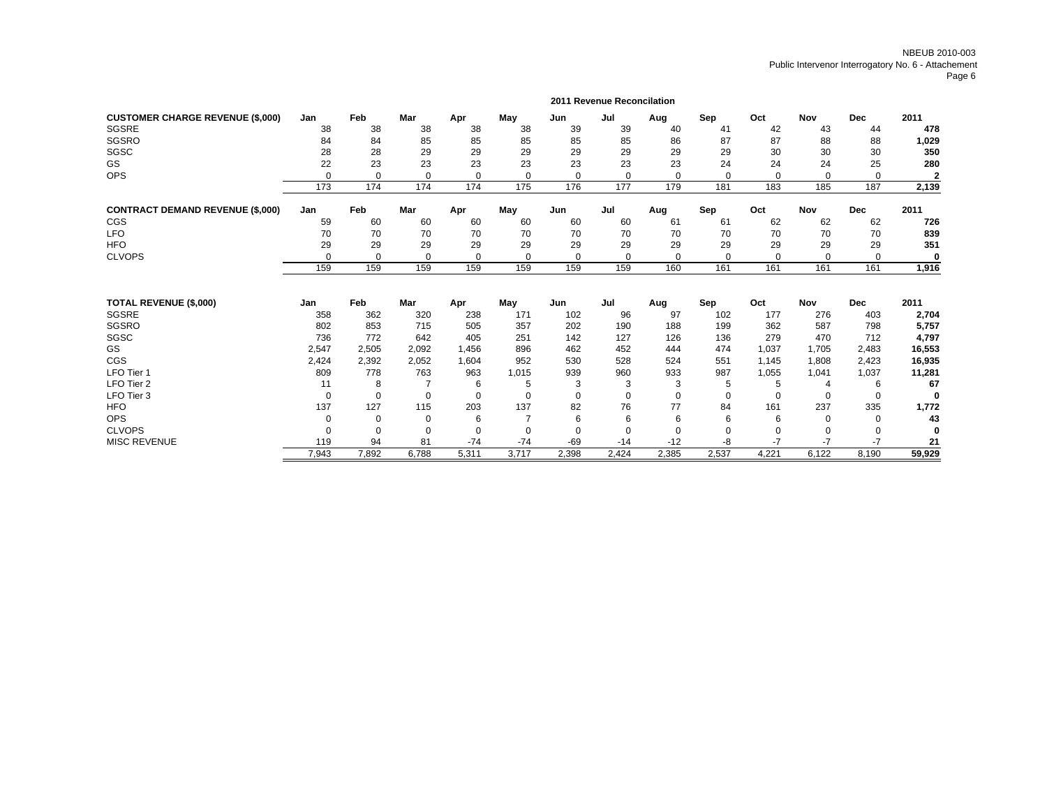NBEUB 2010-003
Public Intervenor Interrogatory No. 6 - Attachement

## 2011 Revenue Reconcilation

| CUSTOMER CHARGE REVENUE ($,000) | Jan | Feb | Mar | Apr | May | Jun | Jul | Aug | Sep | Oct | Nov | Dec | 2011 |
|---|---|---|---|---|---|---|---|---|---|---|---|---|---|
| SGSRE | 38 | 38 | 38 | 38 | 38 | 39 | 39 | 40 | 41 | 42 | 43 | 44 | **478** |
| SGSRO | 84 | 84 | 85 | 85 | 85 | 85 | 85 | 86 | 87 | 87 | 88 | 88 | **1,029** |
| SGSC | 28 | 28 | 29 | 29 | 29 | 29 | 29 | 29 | 29 | 30 | 30 | 30 | **350** |
| GS | 22 | 23 | 23 | 23 | 23 | 23 | 23 | 23 | 24 | 24 | 24 | 25 | **280** |
| OPS | 0 | 0 | 0 | 0 | 0 | 0 | 0 | 0 | 0 | 0 | 0 | 0 | **2** |
| | 173 | 174 | 174 | 174 | 175 | 176 | 177 | 179 | 181 | 183 | 185 | 187 | **2,139** |

| CONTRACT DEMAND REVENUE ($,000) | Jan | Feb | Mar | Apr | May | Jun | Jul | Aug | Sep | Oct | Nov | Dec | 2011 |
|---|---|---|---|---|---|---|---|---|---|---|---|---|---|
| CGS | 59 | 60 | 60 | 60 | 60 | 60 | 60 | 61 | 61 | 62 | 62 | 62 | **726** |
| LFO | 70 | 70 | 70 | 70 | 70 | 70 | 70 | 70 | 70 | 70 | 70 | 70 | **839** |
| HFO | 29 | 29 | 29 | 29 | 29 | 29 | 29 | 29 | 29 | 29 | 29 | 29 | **351** |
| CLVOPS | 0 | 0 | 0 | 0 | 0 | 0 | 0 | 0 | 0 | 0 | 0 | 0 | **0** |
| | 159 | 159 | 159 | 159 | 159 | 159 | 159 | 160 | 161 | 161 | 161 | 161 | **1,916** |

| TOTAL REVENUE ($,000) | Jan | Feb | Mar | Apr | May | Jun | Jul | Aug | Sep | Oct | Nov | Dec | 2011 |
|---|---|---|---|---|---|---|---|---|---|---|---|---|---|
| SGSRE | 358 | 362 | 320 | 238 | 171 | 102 | 96 | 97 | 102 | 177 | 276 | 403 | **2,704** |
| SGSRO | 802 | 853 | 715 | 505 | 357 | 202 | 190 | 188 | 199 | 362 | 587 | 798 | **5,757** |
| SGSC | 736 | 772 | 642 | 405 | 251 | 142 | 127 | 126 | 136 | 279 | 470 | 712 | **4,797** |
| GS | 2,547 | 2,505 | 2,092 | 1,456 | 896 | 462 | 452 | 444 | 474 | 1,037 | 1,705 | 2,483 | **16,553** |
| CGS | 2,424 | 2,392 | 2,052 | 1,604 | 952 | 530 | 528 | 524 | 551 | 1,145 | 1,808 | 2,423 | **16,935** |
| LFO Tier 1 | 809 | 778 | 763 | 963 | 1,015 | 939 | 960 | 933 | 987 | 1,055 | 1,041 | 1,037 | **11,281** |
| LFO Tier 2 | 11 | 8 | 7 | 6 | 5 | 3 | 3 | 3 | 5 | 5 | 4 | 6 | **67** |
| LFO Tier 3 | 0 | 0 | 0 | 0 | 0 | 0 | 0 | 0 | 0 | 0 | 0 | 0 | **0** |
| HFO | 137 | 127 | 115 | 203 | 137 | 82 | 76 | 77 | 84 | 161 | 237 | 335 | **1,772** |
| OPS | 0 | 0 | 0 | 6 | 7 | 6 | 6 | 6 | 6 | 6 | 0 | 0 | **43** |
| CLVOPS | 0 | 0 | 0 | 0 | 0 | 0 | 0 | 0 | 0 | 0 | 0 | 0 | **0** |
| MISC REVENUE | 119 | 94 | 81 | -74 | -74 | -69 | -14 | -12 | -8 | -7 | -7 | -7 | **21** |
| | 7,943 | 7,892 | 6,788 | 5,311 | 3,717 | 2,398 | 2,424 | 2,385 | 2,537 | 4,221 | 6,122 | 8,190 | **59,929** |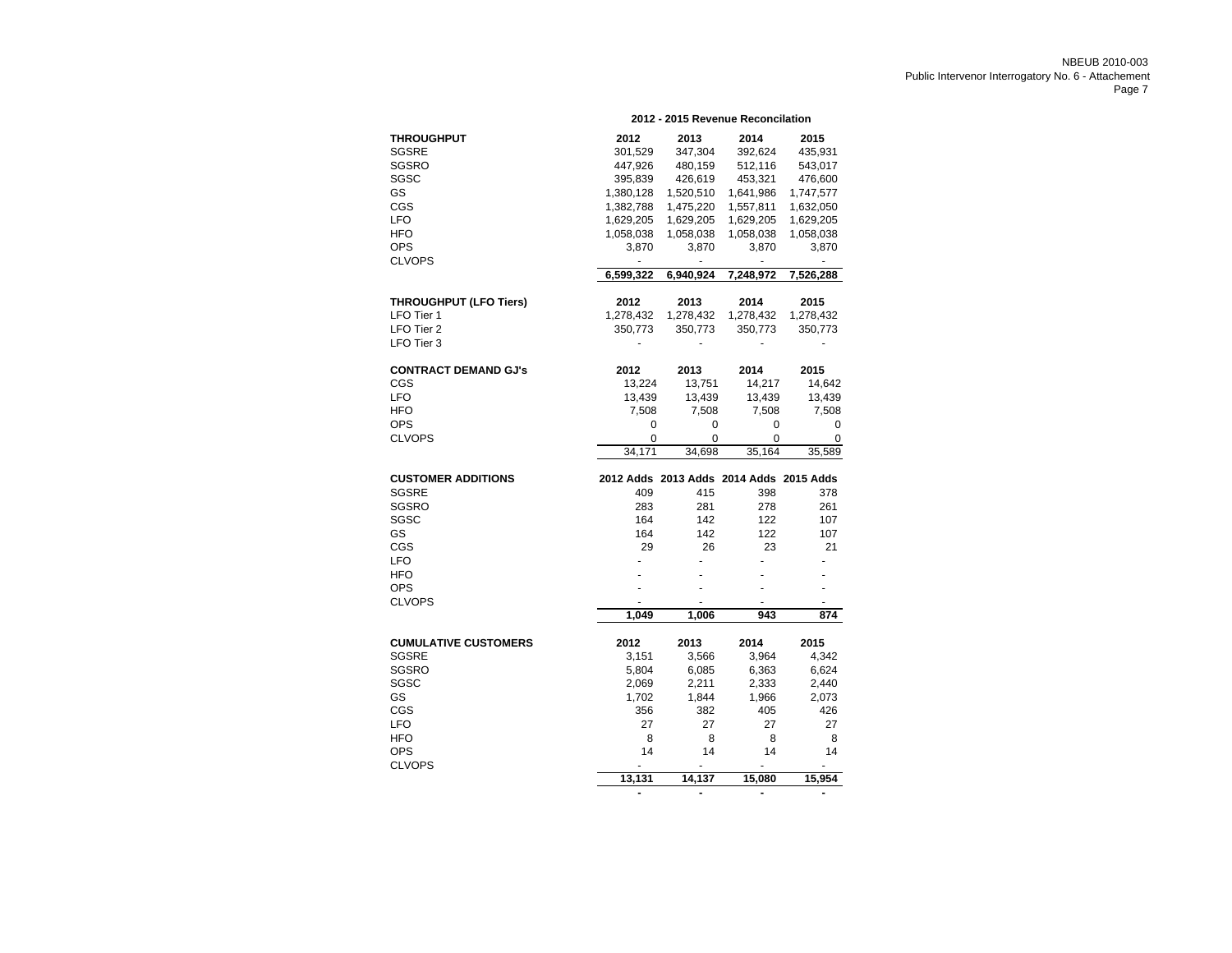NBEUB 2010-003
Public Intervenor Interrogatory No. 6 - Attachement

## 2012 - 2015 Revenue Reconcilation

| THROUGHPUT | 2012 | 2013 | 2014 | 2015 |
|---|---|---|---|---|
| SGSRE | 301,529 | 347,304 | 392,624 | 435,931 |
| SGSRO | 447,926 | 480,159 | 512,116 | 543,017 |
| SGSC | 395,839 | 426,619 | 453,321 | 476,600 |
| GS | 1,380,128 | 1,520,510 | 1,641,986 | 1,747,577 |
| CGS | 1,382,788 | 1,475,220 | 1,557,811 | 1,632,050 |
| LFO | 1,629,205 | 1,629,205 | 1,629,205 | 1,629,205 |
| HFO | 1,058,038 | 1,058,038 | 1,058,038 | 1,058,038 |
| OPS | 3,870 | 3,870 | 3,870 | 3,870 |
| CLVOPS | - | - | - | - |
| | **6,599,322** | **6,940,924** | **7,248,972** | **7,526,288** |

| THROUGHPUT (LFO Tiers) | 2012 | 2013 | 2014 | 2015 |
|---|---|---|---|---|
| LFO Tier 1 | 1,278,432 | 1,278,432 | 1,278,432 | 1,278,432 |
| LFO Tier 2 | 350,773 | 350,773 | 350,773 | 350,773 |
| LFO Tier 3 | - | - | - | - |

| CONTRACT DEMAND GJ's | 2012 | 2013 | 2014 | 2015 |
|---|---|---|---|---|
| CGS | 13,224 | 13,751 | 14,217 | 14,642 |
| LFO | 13,439 | 13,439 | 13,439 | 13,439 |
| HFO | 7,508 | 7,508 | 7,508 | 7,508 |
| OPS | 0 | 0 | 0 | 0 |
| CLVOPS | 0 | 0 | 0 | 0 |
| | 34,171 | 34,698 | 35,164 | 35,589 |

| CUSTOMER ADDITIONS | 2012 Adds | 2013 Adds | 2014 Adds | 2015 Adds |
|---|---|---|---|---|
| SGSRE | 409 | 415 | 398 | 378 |
| SGSRO | 283 | 281 | 278 | 261 |
| SGSC | 164 | 142 | 122 | 107 |
| GS | 164 | 142 | 122 | 107 |
| CGS | 29 | 26 | 23 | 21 |
| LFO | - | - | - | - |
| HFO | - | - | - | - |
| OPS | - | - | - | - |
| CLVOPS | - | - | - | - |
| | **1,049** | **1,006** | **943** | **874** |

| CUMULATIVE CUSTOMERS | 2012 | 2013 | 2014 | 2015 |
|---|---|---|---|---|
| SGSRE | 3,151 | 3,566 | 3,964 | 4,342 |
| SGSRO | 5,804 | 6,085 | 6,363 | 6,624 |
| SGSC | 2,069 | 2,211 | 2,333 | 2,440 |
| GS | 1,702 | 1,844 | 1,966 | 2,073 |
| CGS | 356 | 382 | 405 | 426 |
| LFO | 27 | 27 | 27 | 27 |
| HFO | 8 | 8 | 8 | 8 |
| OPS | 14 | 14 | 14 | 14 |
| CLVOPS | - | - | - | - |
| | **13,131** | **14,137** | **15,080** | **15,954** |
| | **-** | **-** | **-** | **-** |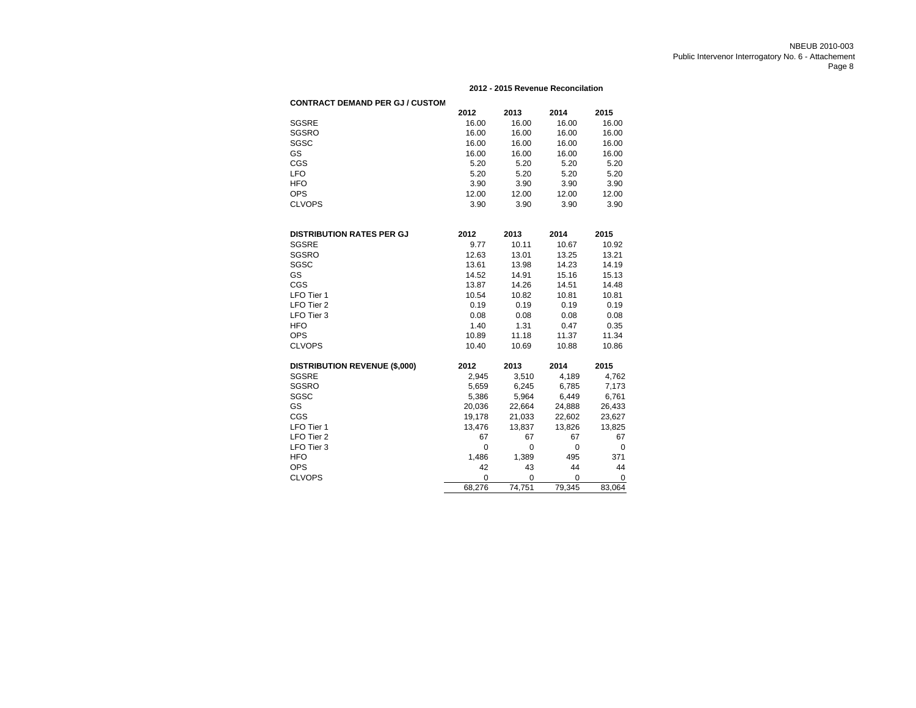## 2012 - 2015 Revenue Reconcilation

| CONTRACT DEMAND PER GJ / CUSTOM | 2012 | 2013 | 2014 | 2015 |
|---|---|---|---|---|
| SGSRE | 16.00 | 16.00 | 16.00 | 16.00 |
| SGSRO | 16.00 | 16.00 | 16.00 | 16.00 |
| SGSC | 16.00 | 16.00 | 16.00 | 16.00 |
| GS | 16.00 | 16.00 | 16.00 | 16.00 |
| CGS | 5.20 | 5.20 | 5.20 | 5.20 |
| LFO | 5.20 | 5.20 | 5.20 | 5.20 |
| HFO | 3.90 | 3.90 | 3.90 | 3.90 |
| OPS | 12.00 | 12.00 | 12.00 | 12.00 |
| CLVOPS | 3.90 | 3.90 | 3.90 | 3.90 |

| DISTRIBUTION RATES PER GJ | 2012 | 2013 | 2014 | 2015 |
|---|---|---|---|---|
| SGSRE | 9.77 | 10.11 | 10.67 | 10.92 |
| SGSRO | 12.63 | 13.01 | 13.25 | 13.21 |
| SGSC | 13.61 | 13.98 | 14.23 | 14.19 |
| GS | 14.52 | 14.91 | 15.16 | 15.13 |
| CGS | 13.87 | 14.26 | 14.51 | 14.48 |
| LFO Tier 1 | 10.54 | 10.82 | 10.81 | 10.81 |
| LFO Tier 2 | 0.19 | 0.19 | 0.19 | 0.19 |
| LFO Tier 3 | 0.08 | 0.08 | 0.08 | 0.08 |
| HFO | 1.40 | 1.31 | 0.47 | 0.35 |
| OPS | 10.89 | 11.18 | 11.37 | 11.34 |
| CLVOPS | 10.40 | 10.69 | 10.88 | 10.86 |

| DISTRIBUTION REVENUE ($,000) | 2012 | 2013 | 2014 | 2015 |
|---|---|---|---|---|
| SGSRE | 2,945 | 3,510 | 4,189 | 4,762 |
| SGSRO | 5,659 | 6,245 | 6,785 | 7,173 |
| SGSC | 5,386 | 5,964 | 6,449 | 6,761 |
| GS | 20,036 | 22,664 | 24,888 | 26,433 |
| CGS | 19,178 | 21,033 | 22,602 | 23,627 |
| LFO Tier 1 | 13,476 | 13,837 | 13,826 | 13,825 |
| LFO Tier 2 | 67 | 67 | 67 | 67 |
| LFO Tier 3 | 0 | 0 | 0 | 0 |
| HFO | 1,486 | 1,389 | 495 | 371 |
| OPS | 42 | 43 | 44 | 44 |
| CLVOPS | 0 | 0 | 0 | 0 |
| | 68,276 | 74,751 | 79,345 | 83,064 |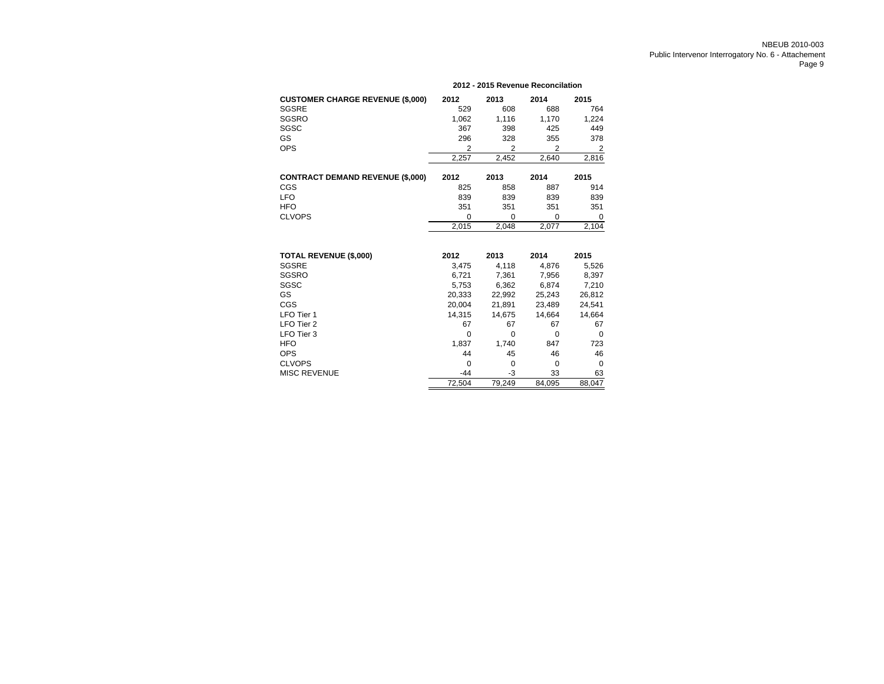## 2012 - 2015 Revenue Reconcilation

| CUSTOMER CHARGE REVENUE ($,000) | 2012 | 2013 | 2014 | 2015 |
|---|---|---|---|---|
| SGSRE | 529 | 608 | 688 | 764 |
| SGSRO | 1,062 | 1,116 | 1,170 | 1,224 |
| SGSC | 367 | 398 | 425 | 449 |
| GS | 296 | 328 | 355 | 378 |
| OPS | 2 | 2 | 2 | 2 |
| | 2,257 | 2,452 | 2,640 | 2,816 |

| CONTRACT DEMAND REVENUE ($,000) | 2012 | 2013 | 2014 | 2015 |
|---|---|---|---|---|
| CGS | 825 | 858 | 887 | 914 |
| LFO | 839 | 839 | 839 | 839 |
| HFO | 351 | 351 | 351 | 351 |
| CLVOPS | 0 | 0 | 0 | 0 |
| | 2,015 | 2,048 | 2,077 | 2,104 |

| TOTAL REVENUE ($,000) | 2012 | 2013 | 2014 | 2015 |
|---|---|---|---|---|
| SGSRE | 3,475 | 4,118 | 4,876 | 5,526 |
| SGSRO | 6,721 | 7,361 | 7,956 | 8,397 |
| SGSC | 5,753 | 6,362 | 6,874 | 7,210 |
| GS | 20,333 | 22,992 | 25,243 | 26,812 |
| CGS | 20,004 | 21,891 | 23,489 | 24,541 |
| LFO Tier 1 | 14,315 | 14,675 | 14,664 | 14,664 |
| LFO Tier 2 | 67 | 67 | 67 | 67 |
| LFO Tier 3 | 0 | 0 | 0 | 0 |
| HFO | 1,837 | 1,740 | 847 | 723 |
| OPS | 44 | 45 | 46 | 46 |
| CLVOPS | 0 | 0 | 0 | 0 |
| MISC REVENUE | -44 | -3 | 33 | 63 |
| | 72,504 | 79,249 | 84,095 | 88,047 |